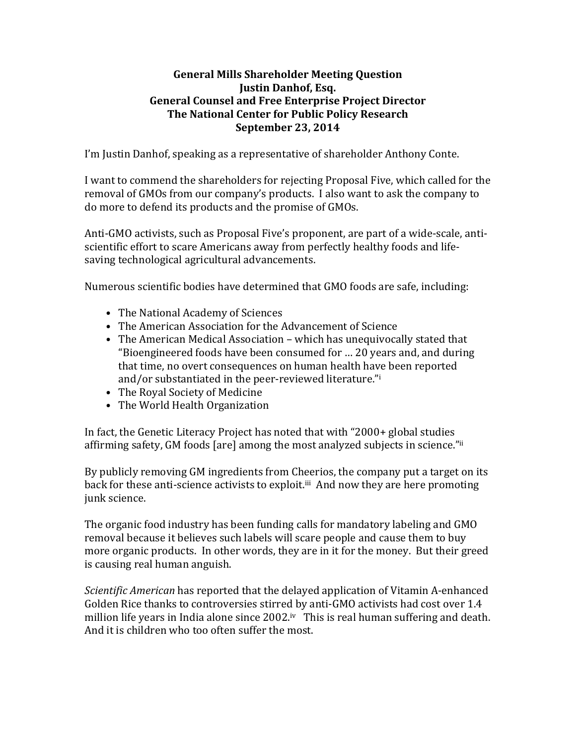**General Mills Shareholder Meeting Question**
**Justin Danhof, Esq.**
**General Counsel and Free Enterprise Project Director**
**The National Center for Public Policy Research**
**September 23, 2014**

I'm Justin Danhof, speaking as a representative of shareholder Anthony Conte.

I want to commend the shareholders for rejecting Proposal Five, which called for the removal of GMOs from our company's products. I also want to ask the company to do more to defend its products and the promise of GMOs.

Anti-GMO activists, such as Proposal Five's proponent, are part of a wide-scale, anti-scientific effort to scare Americans away from perfectly healthy foods and life-saving technological agricultural advancements.

Numerous scientific bodies have determined that GMO foods are safe, including:

- The National Academy of Sciences
- The American Association for the Advancement of Science
- The American Medical Association – which has unequivocally stated that "Bioengineered foods have been consumed for … 20 years and, and during that time, no overt consequences on human health have been reported and/or substantiated in the peer-reviewed literature."[i]
- The Royal Society of Medicine
- The World Health Organization

In fact, the Genetic Literacy Project has noted that with "2000+ global studies affirming safety, GM foods [are] among the most analyzed subjects in science."[ii]

By publicly removing GM ingredients from Cheerios, the company put a target on its back for these anti-science activists to exploit.[iii] And now they are here promoting junk science.

The organic food industry has been funding calls for mandatory labeling and GMO removal because it believes such labels will scare people and cause them to buy more organic products. In other words, they are in it for the money. But their greed is causing real human anguish.

*Scientific American* has reported that the delayed application of Vitamin A-enhanced Golden Rice thanks to controversies stirred by anti-GMO activists had cost over 1.4 million life years in India alone since 2002.[iv] This is real human suffering and death. And it is children who too often suffer the most.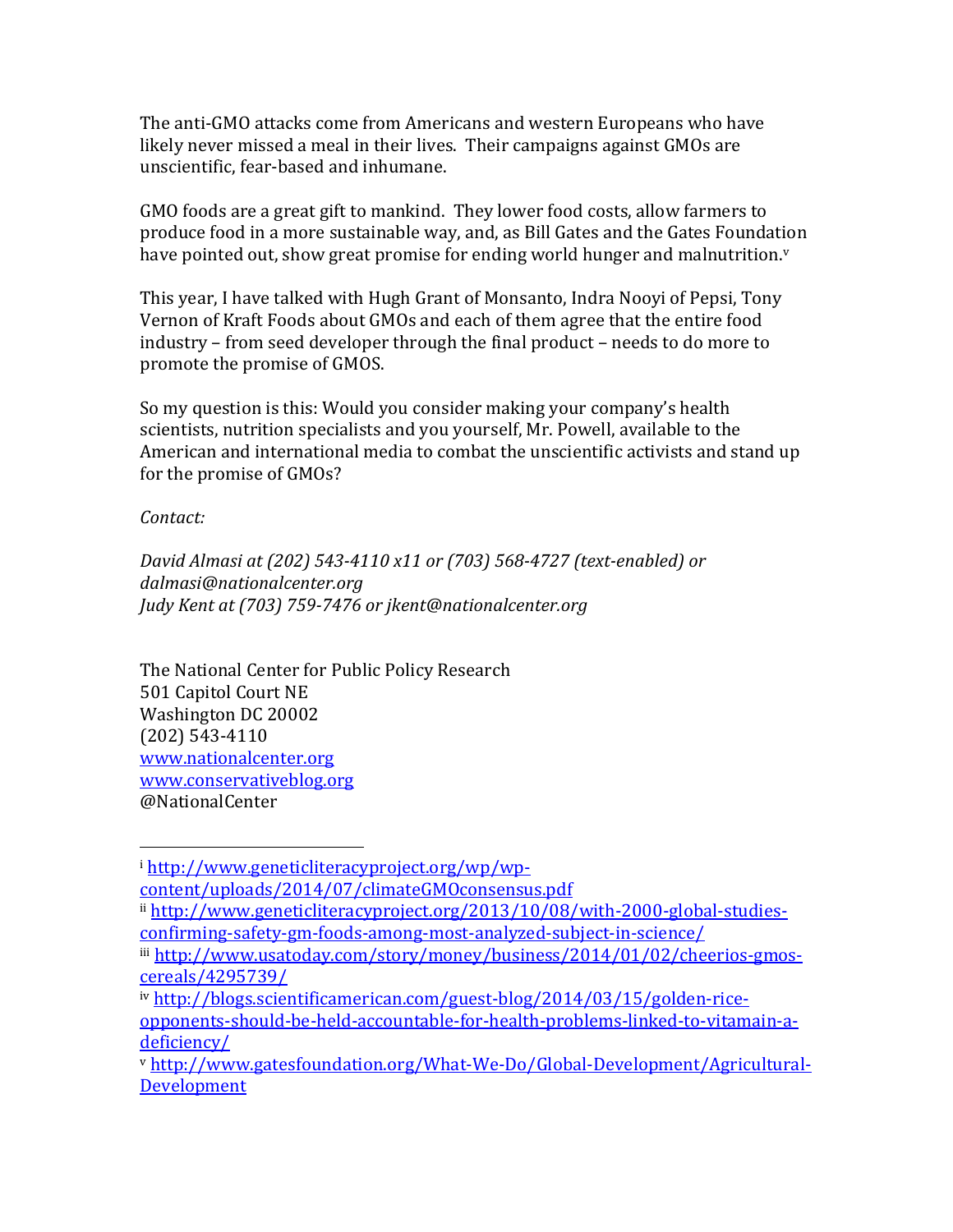The anti-GMO attacks come from Americans and western Europeans who have likely never missed a meal in their lives. Their campaigns against GMOs are unscientific, fear-based and inhumane.

GMO foods are a great gift to mankind. They lower food costs, allow farmers to produce food in a more sustainable way, and, as Bill Gates and the Gates Foundation have pointed out, show great promise for ending world hunger and malnutrition.[v]

This year, I have talked with Hugh Grant of Monsanto, Indra Nooyi of Pepsi, Tony Vernon of Kraft Foods about GMOs and each of them agree that the entire food industry – from seed developer through the final product – needs to do more to promote the promise of GMOS.

So my question is this: Would you consider making your company's health scientists, nutrition specialists and you yourself, Mr. Powell, available to the American and international media to combat the unscientific activists and stand up for the promise of GMOs?

*Contact:*

*David Almasi at (202) 543-4110 x11 or (703) 568-4727 (text-enabled) or dalmasi@nationalcenter.org*
*Judy Kent at (703) 759-7476 or jkent@nationalcenter.org*

The National Center for Public Policy Research
501 Capitol Court NE
Washington DC 20002
(202) 543-4110
www.nationalcenter.org
www.conservativeblog.org
@NationalCenter

---

[i] http://www.geneticliteracyproject.org/wp/wp-content/uploads/2014/07/climateGMOconsensus.pdf
[ii] http://www.geneticliteracyproject.org/2013/10/08/with-2000-global-studies-confirming-safety-gm-foods-among-most-analyzed-subject-in-science/
[iii] http://www.usatoday.com/story/money/business/2014/01/02/cheerios-gmos-cereals/4295739/
[iv] http://blogs.scientificamerican.com/guest-blog/2014/03/15/golden-rice-opponents-should-be-held-accountable-for-health-problems-linked-to-vitamain-a-deficiency/
[v] http://www.gatesfoundation.org/What-We-Do/Global-Development/Agricultural-Development